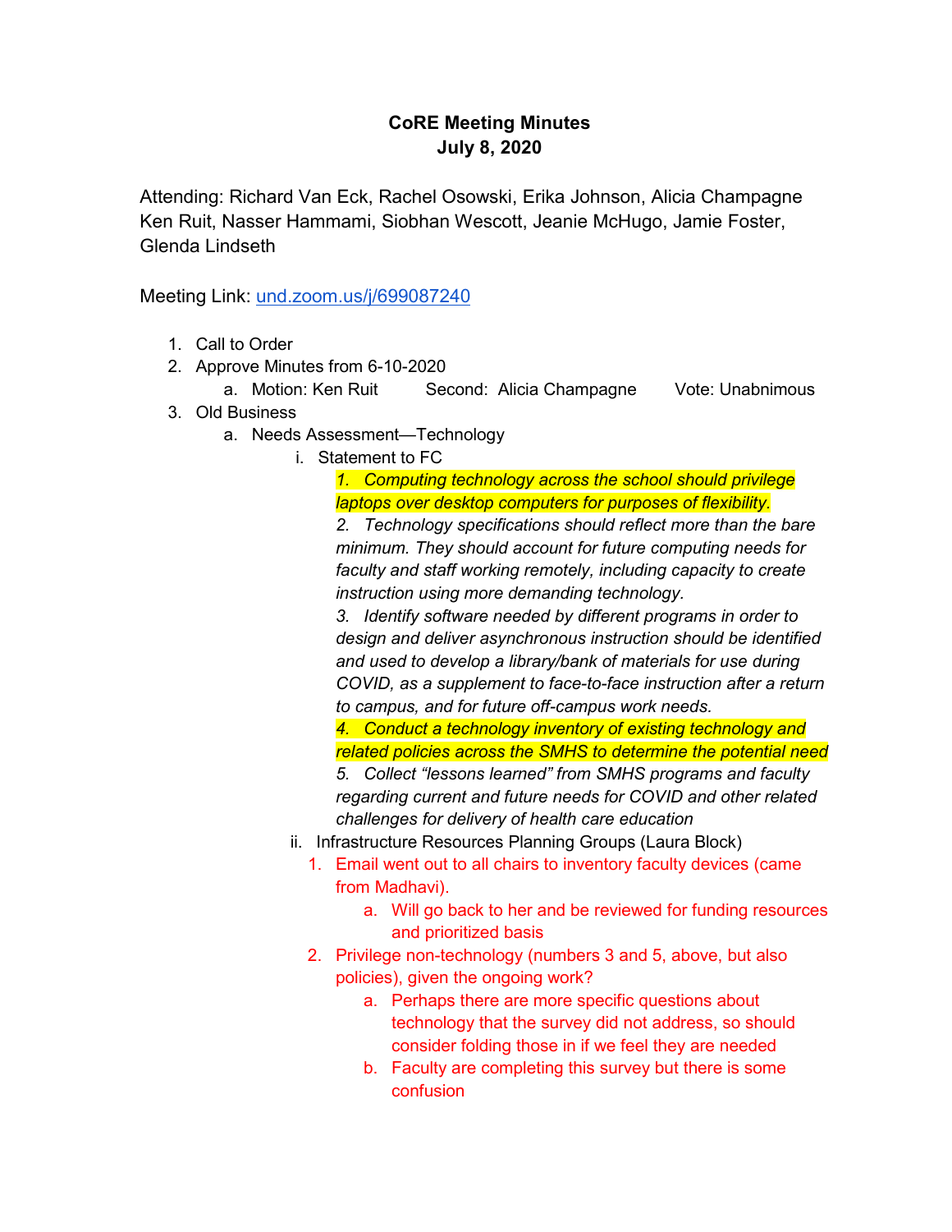# CoRE Meeting Minutes
## July 8, 2020

Attending: Richard Van Eck, Rachel Osowski, Erika Johnson, Alicia Champagne Ken Ruit, Nasser Hammami, Siobhan Wescott, Jeanie McHugo, Jamie Foster, Glenda Lindseth

Meeting Link: und.zoom.us/j/699087240

1. Call to Order
2. Approve Minutes from 6-10-2020
   a. Motion: Ken Ruit    Second: Alicia Champagne    Vote: Unabnimous
3. Old Business
   a. Needs Assessment—Technology
      i. Statement to FC
         *1. Computing technology across the school should privilege laptops over desktop computers for purposes of flexibility.*
         *2. Technology specifications should reflect more than the bare minimum. They should account for future computing needs for faculty and staff working remotely, including capacity to create instruction using more demanding technology.*
         *3. Identify software needed by different programs in order to design and deliver asynchronous instruction should be identified and used to develop a library/bank of materials for use during COVID, as a supplement to face-to-face instruction after a return to campus, and for future off-campus work needs.*
         *4. Conduct a technology inventory of existing technology and related policies across the SMHS to determine the potential need*
         *5. Collect "lessons learned" from SMHS programs and faculty regarding current and future needs for COVID and other related challenges for delivery of health care education*
      ii. Infrastructure Resources Planning Groups (Laura Block)
         1. Email went out to all chairs to inventory faculty devices (came from Madhavi).
            a. Will go back to her and be reviewed for funding resources and prioritized basis
         2. Privilege non-technology (numbers 3 and 5, above, but also policies), given the ongoing work?
            a. Perhaps there are more specific questions about technology that the survey did not address, so should consider folding those in if we feel they are needed
            b. Faculty are completing this survey but there is some confusion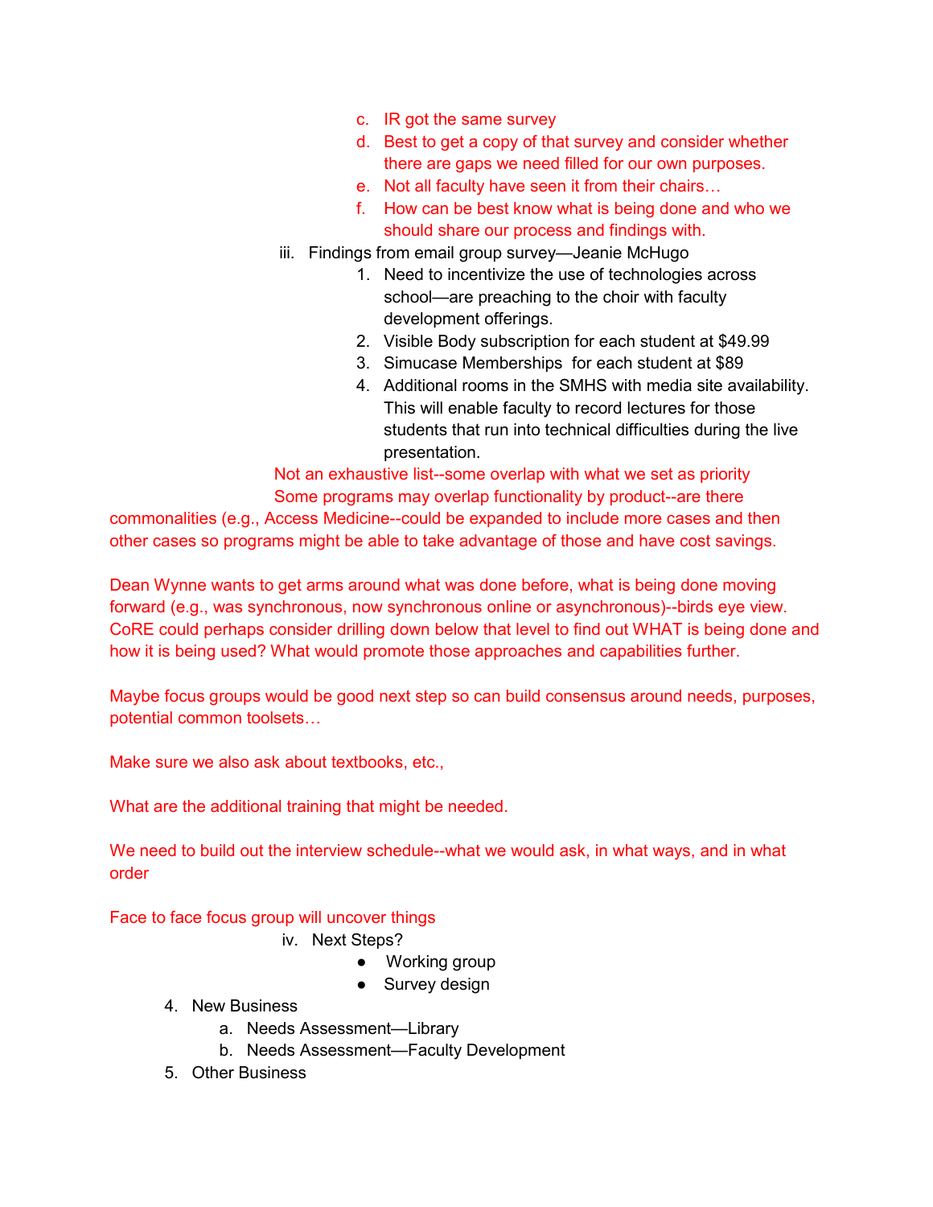c. IR got the same survey
d. Best to get a copy of that survey and consider whether there are gaps we need filled for our own purposes.
e. Not all faculty have seen it from their chairs…
f. How can be best know what is being done and who we should share our process and findings with.

iii. Findings from email group survey—Jeanie McHugo

1. Need to incentivize the use of technologies across school—are preaching to the choir with faculty development offerings.
2. Visible Body subscription for each student at $49.99
3. Simucase Memberships for each student at $89
4. Additional rooms in the SMHS with media site availability. This will enable faculty to record lectures for those students that run into technical difficulties during the live presentation.

Not an exhaustive list--some overlap with what we set as priority

Some programs may overlap functionality by product--are there commonalities (e.g., Access Medicine--could be expanded to include more cases and then other cases so programs might be able to take advantage of those and have cost savings.

Dean Wynne wants to get arms around what was done before, what is being done moving forward (e.g., was synchronous, now synchronous online or asynchronous)--birds eye view. CoRE could perhaps consider drilling down below that level to find out WHAT is being done and how it is being used? What would promote those approaches and capabilities further.

Maybe focus groups would be good next step so can build consensus around needs, purposes, potential common toolsets…

Make sure we also ask about textbooks, etc.,

What are the additional training that might be needed.

We need to build out the interview schedule--what we would ask, in what ways, and in what order

Face to face focus group will uncover things

iv. Next Steps?

- Working group
- Survey design

4. New Business
   a. Needs Assessment—Library
   b. Needs Assessment—Faculty Development
5. Other Business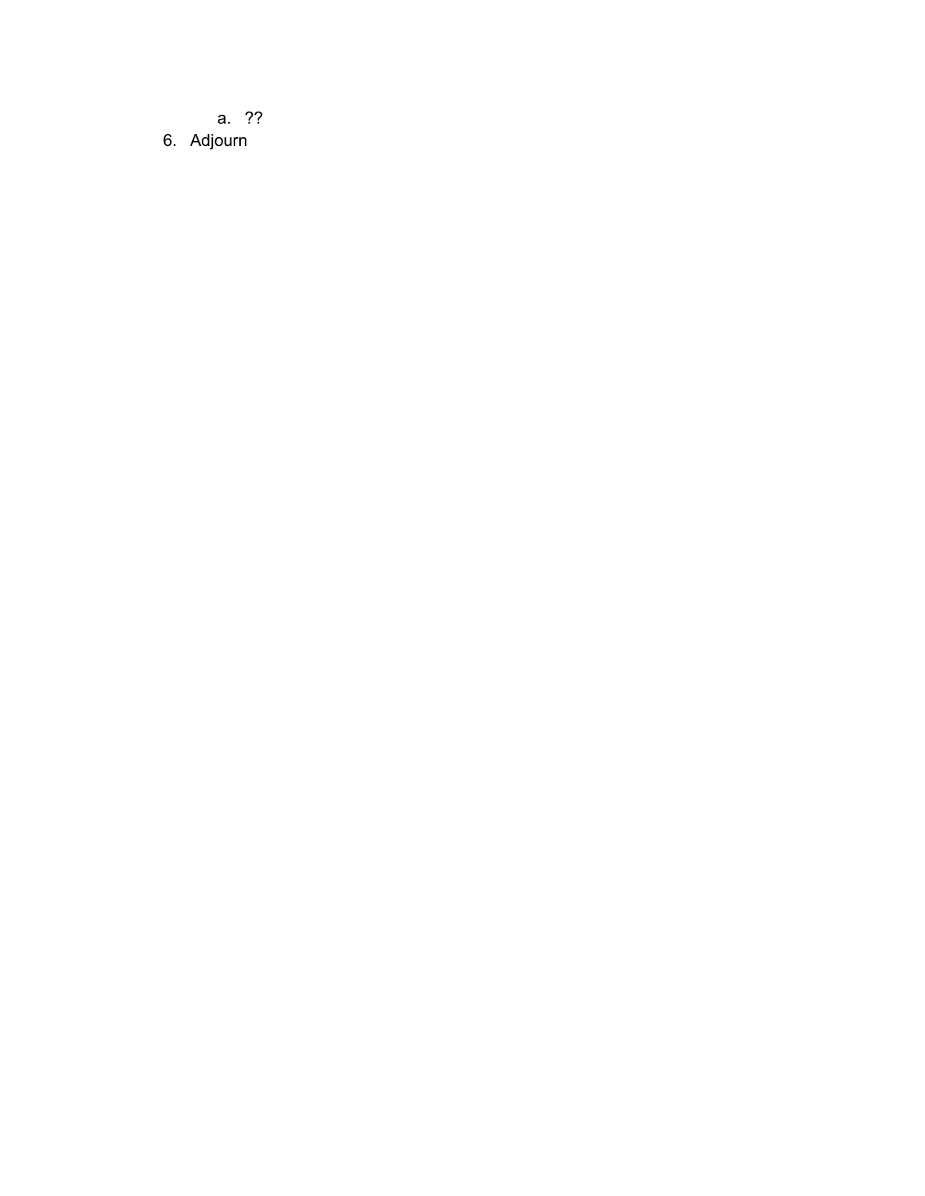a. ??

6. Adjourn